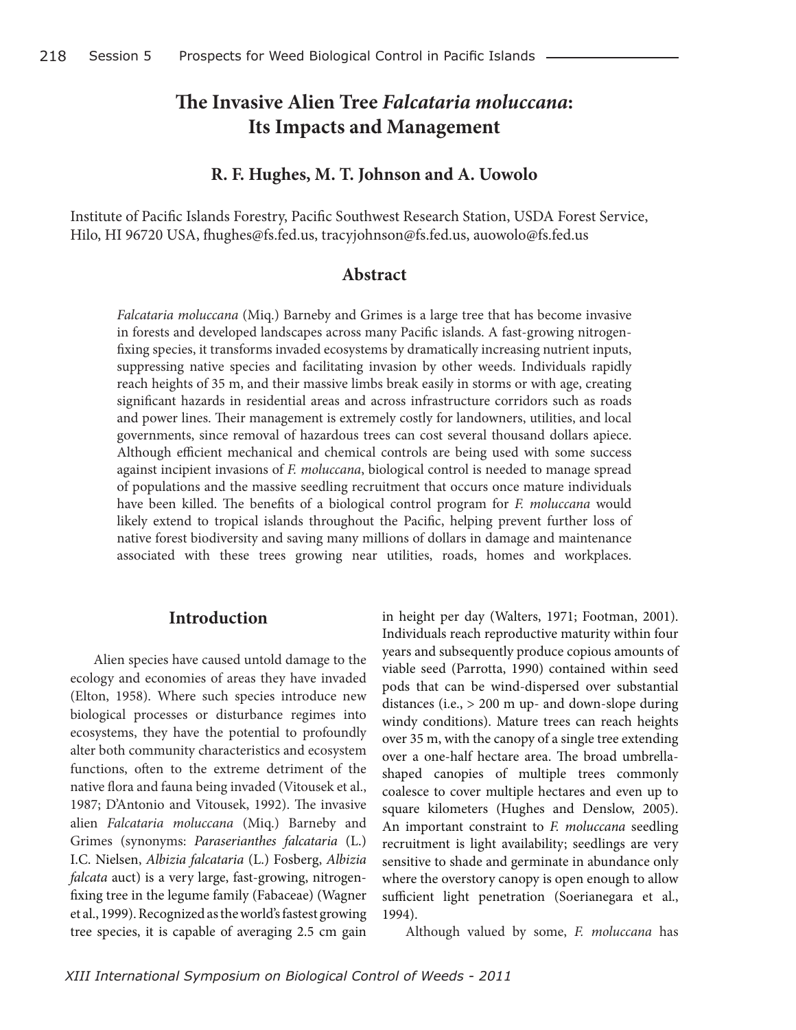# The Invasive Alien Tree *Falcataria moluccana*: Its Impacts and Management

**R. F. Hughes, M. T. Johnson and A. Uowolo**

Institute of Pacific Islands Forestry, Pacific Southwest Research Station, USDA Forest Service, Hilo, HI 96720 USA, fhughes@fs.fed.us, tracyjohnson@fs.fed.us, auowolo@fs.fed.us

## Abstract

*Falcataria moluccana* (Miq.) Barneby and Grimes is a large tree that has become invasive in forests and developed landscapes across many Pacific islands. A fast-growing nitrogen-fixing species, it transforms invaded ecosystems by dramatically increasing nutrient inputs, suppressing native species and facilitating invasion by other weeds. Individuals rapidly reach heights of 35 m, and their massive limbs break easily in storms or with age, creating significant hazards in residential areas and across infrastructure corridors such as roads and power lines. Their management is extremely costly for landowners, utilities, and local governments, since removal of hazardous trees can cost several thousand dollars apiece. Although efficient mechanical and chemical controls are being used with some success against incipient invasions of *F. moluccana*, biological control is needed to manage spread of populations and the massive seedling recruitment that occurs once mature individuals have been killed. The benefits of a biological control program for *F. moluccana* would likely extend to tropical islands throughout the Pacific, helping prevent further loss of native forest biodiversity and saving many millions of dollars in damage and maintenance associated with these trees growing near utilities, roads, homes and workplaces.

## Introduction

Alien species have caused untold damage to the ecology and economies of areas they have invaded (Elton, 1958). Where such species introduce new biological processes or disturbance regimes into ecosystems, they have the potential to profoundly alter both community characteristics and ecosystem functions, often to the extreme detriment of the native flora and fauna being invaded (Vitousek et al., 1987; D'Antonio and Vitousek, 1992). The invasive alien *Falcataria moluccana* (Miq.) Barneby and Grimes (synonyms: *Paraserianthes falcataria* (L.) I.C. Nielsen, *Albizia falcataria* (L.) Fosberg, *Albizia falcata* auct) is a very large, fast-growing, nitrogen-fixing tree in the legume family (Fabaceae) (Wagner et al., 1999). Recognized as the world's fastest growing tree species, it is capable of averaging 2.5 cm gain in height per day (Walters, 1971; Footman, 2001). Individuals reach reproductive maturity within four years and subsequently produce copious amounts of viable seed (Parrotta, 1990) contained within seed pods that can be wind-dispersed over substantial distances (i.e., > 200 m up- and down-slope during windy conditions). Mature trees can reach heights over 35 m, with the canopy of a single tree extending over a one-half hectare area. The broad umbrella-shaped canopies of multiple trees commonly coalesce to cover multiple hectares and even up to square kilometers (Hughes and Denslow, 2005). An important constraint to *F. moluccana* seedling recruitment is light availability; seedlings are very sensitive to shade and germinate in abundance only where the overstory canopy is open enough to allow sufficient light penetration (Soerianegara et al., 1994).

Although valued by some, *F. moluccana* has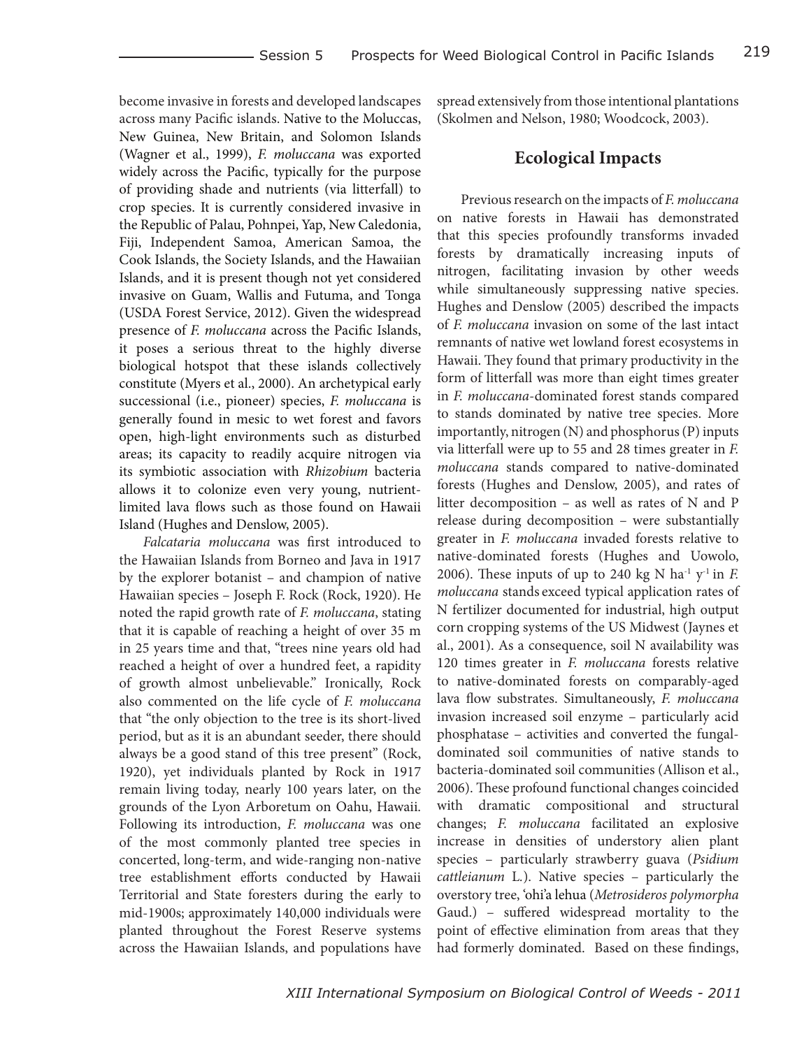become invasive in forests and developed landscapes across many Pacific islands. Native to the Moluccas, New Guinea, New Britain, and Solomon Islands (Wagner et al., 1999), *F. moluccana* was exported widely across the Pacific, typically for the purpose of providing shade and nutrients (via litterfall) to crop species. It is currently considered invasive in the Republic of Palau, Pohnpei, Yap, New Caledonia, Fiji, Independent Samoa, American Samoa, the Cook Islands, the Society Islands, and the Hawaiian Islands, and it is present though not yet considered invasive on Guam, Wallis and Futuma, and Tonga (USDA Forest Service, 2012). Given the widespread presence of *F. moluccana* across the Pacific Islands, it poses a serious threat to the highly diverse biological hotspot that these islands collectively constitute (Myers et al., 2000). An archetypical early successional (i.e., pioneer) species, *F. moluccana* is generally found in mesic to wet forest and favors open, high-light environments such as disturbed areas; its capacity to readily acquire nitrogen via its symbiotic association with *Rhizobium* bacteria allows it to colonize even very young, nutrient-limited lava flows such as those found on Hawaii Island (Hughes and Denslow, 2005).

*Falcataria moluccana* was first introduced to the Hawaiian Islands from Borneo and Java in 1917 by the explorer botanist – and champion of native Hawaiian species – Joseph F. Rock (Rock, 1920). He noted the rapid growth rate of *F. moluccana*, stating that it is capable of reaching a height of over 35 m in 25 years time and that, "trees nine years old had reached a height of over a hundred feet, a rapidity of growth almost unbelievable." Ironically, Rock also commented on the life cycle of *F. moluccana* that "the only objection to the tree is its short-lived period, but as it is an abundant seeder, there should always be a good stand of this tree present" (Rock, 1920), yet individuals planted by Rock in 1917 remain living today, nearly 100 years later, on the grounds of the Lyon Arboretum on Oahu, Hawaii. Following its introduction, *F. moluccana* was one of the most commonly planted tree species in concerted, long-term, and wide-ranging non-native tree establishment efforts conducted by Hawaii Territorial and State foresters during the early to mid-1900s; approximately 140,000 individuals were planted throughout the Forest Reserve systems across the Hawaiian Islands, and populations have spread extensively from those intentional plantations (Skolmen and Nelson, 1980; Woodcock, 2003).

## Ecological Impacts

Previous research on the impacts of *F. moluccana* on native forests in Hawaii has demonstrated that this species profoundly transforms invaded forests by dramatically increasing inputs of nitrogen, facilitating invasion by other weeds while simultaneously suppressing native species. Hughes and Denslow (2005) described the impacts of *F. moluccana* invasion on some of the last intact remnants of native wet lowland forest ecosystems in Hawaii. They found that primary productivity in the form of litterfall was more than eight times greater in *F. moluccana*-dominated forest stands compared to stands dominated by native tree species. More importantly, nitrogen (N) and phosphorus (P) inputs via litterfall were up to 55 and 28 times greater in *F. moluccana* stands compared to native-dominated forests (Hughes and Denslow, 2005), and rates of litter decomposition – as well as rates of N and P release during decomposition – were substantially greater in *F. moluccana* invaded forests relative to native-dominated forests (Hughes and Uowolo, 2006). These inputs of up to 240 kg N $ha^{-1}$ $y^{-1}$ in *F. moluccana* stands exceed typical application rates of N fertilizer documented for industrial, high output corn cropping systems of the US Midwest (Jaynes et al., 2001). As a consequence, soil N availability was 120 times greater in *F. moluccana* forests relative to native-dominated forests on comparably-aged lava flow substrates. Simultaneously, *F. moluccana* invasion increased soil enzyme – particularly acid phosphatase – activities and converted the fungal-dominated soil communities of native stands to bacteria-dominated soil communities (Allison et al., 2006). These profound functional changes coincided with dramatic compositional and structural changes; *F. moluccana* facilitated an explosive increase in densities of understory alien plant species – particularly strawberry guava (*Psidium cattleianum* L.). Native species – particularly the overstory tree, ʻohiʻa lehua (*Metrosideros polymorpha* Gaud.) – suffered widespread mortality to the point of effective elimination from areas that they had formerly dominated. Based on these findings,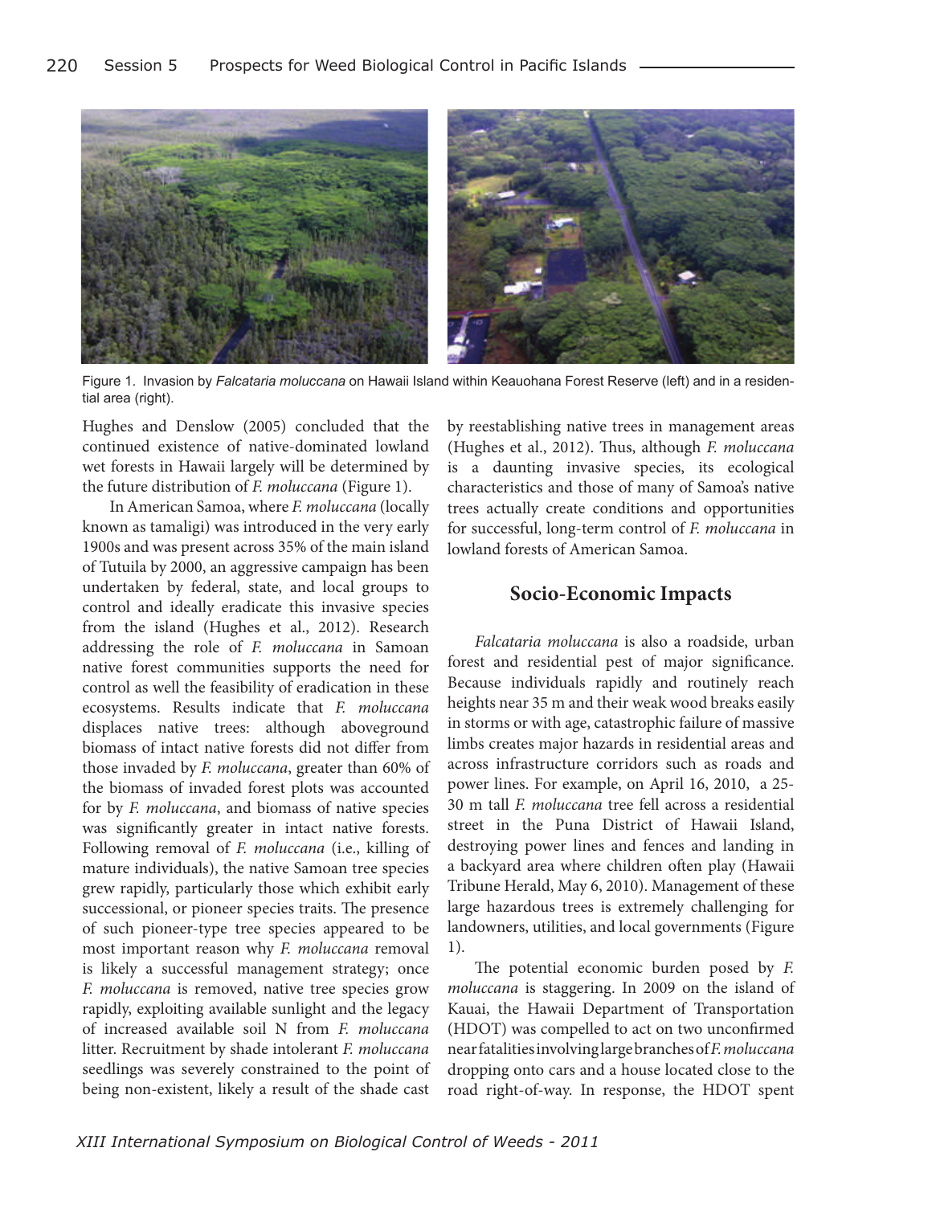Figure 1. Invasion by *Falcataria moluccana* on Hawaii Island within Keauohana Forest Reserve (left) and in a residential area (right).

Hughes and Denslow (2005) concluded that the continued existence of native-dominated lowland wet forests in Hawaii largely will be determined by the future distribution of *F. moluccana* (Figure 1).

In American Samoa, where *F. moluccana* (locally known as tamaligi) was introduced in the very early 1900s and was present across 35% of the main island of Tutuila by 2000, an aggressive campaign has been undertaken by federal, state, and local groups to control and ideally eradicate this invasive species from the island (Hughes et al., 2012). Research addressing the role of *F. moluccana* in Samoan native forest communities supports the need for control as well the feasibility of eradication in these ecosystems. Results indicate that *F. moluccana* displaces native trees: although aboveground biomass of intact native forests did not differ from those invaded by *F. moluccana*, greater than 60% of the biomass of invaded forest plots was accounted for by *F. moluccana*, and biomass of native species was significantly greater in intact native forests. Following removal of *F. moluccana* (i.e., killing of mature individuals), the native Samoan tree species grew rapidly, particularly those which exhibit early successional, or pioneer species traits. The presence of such pioneer-type tree species appeared to be most important reason why *F. moluccana* removal is likely a successful management strategy; once *F. moluccana* is removed, native tree species grow rapidly, exploiting available sunlight and the legacy of increased available soil N from *F. moluccana* litter. Recruitment by shade intolerant *F. moluccana* seedlings was severely constrained to the point of being non-existent, likely a result of the shade cast by reestablishing native trees in management areas (Hughes et al., 2012). Thus, although *F. moluccana* is a daunting invasive species, its ecological characteristics and those of many of Samoa's native trees actually create conditions and opportunities for successful, long-term control of *F. moluccana* in lowland forests of American Samoa.

## Socio-Economic Impacts

*Falcataria moluccana* is also a roadside, urban forest and residential pest of major significance. Because individuals rapidly and routinely reach heights near 35 m and their weak wood breaks easily in storms or with age, catastrophic failure of massive limbs creates major hazards in residential areas and across infrastructure corridors such as roads and power lines. For example, on April 16, 2010, a 25-30 m tall *F. moluccana* tree fell across a residential street in the Puna District of Hawaii Island, destroying power lines and fences and landing in a backyard area where children often play (Hawaii Tribune Herald, May 6, 2010). Management of these large hazardous trees is extremely challenging for landowners, utilities, and local governments (Figure 1).

The potential economic burden posed by *F. moluccana* is staggering. In 2009 on the island of Kauai, the Hawaii Department of Transportation (HDOT) was compelled to act on two unconfirmed near fatalities involving large branches of *F. moluccana* dropping onto cars and a house located close to the road right-of-way. In response, the HDOT spent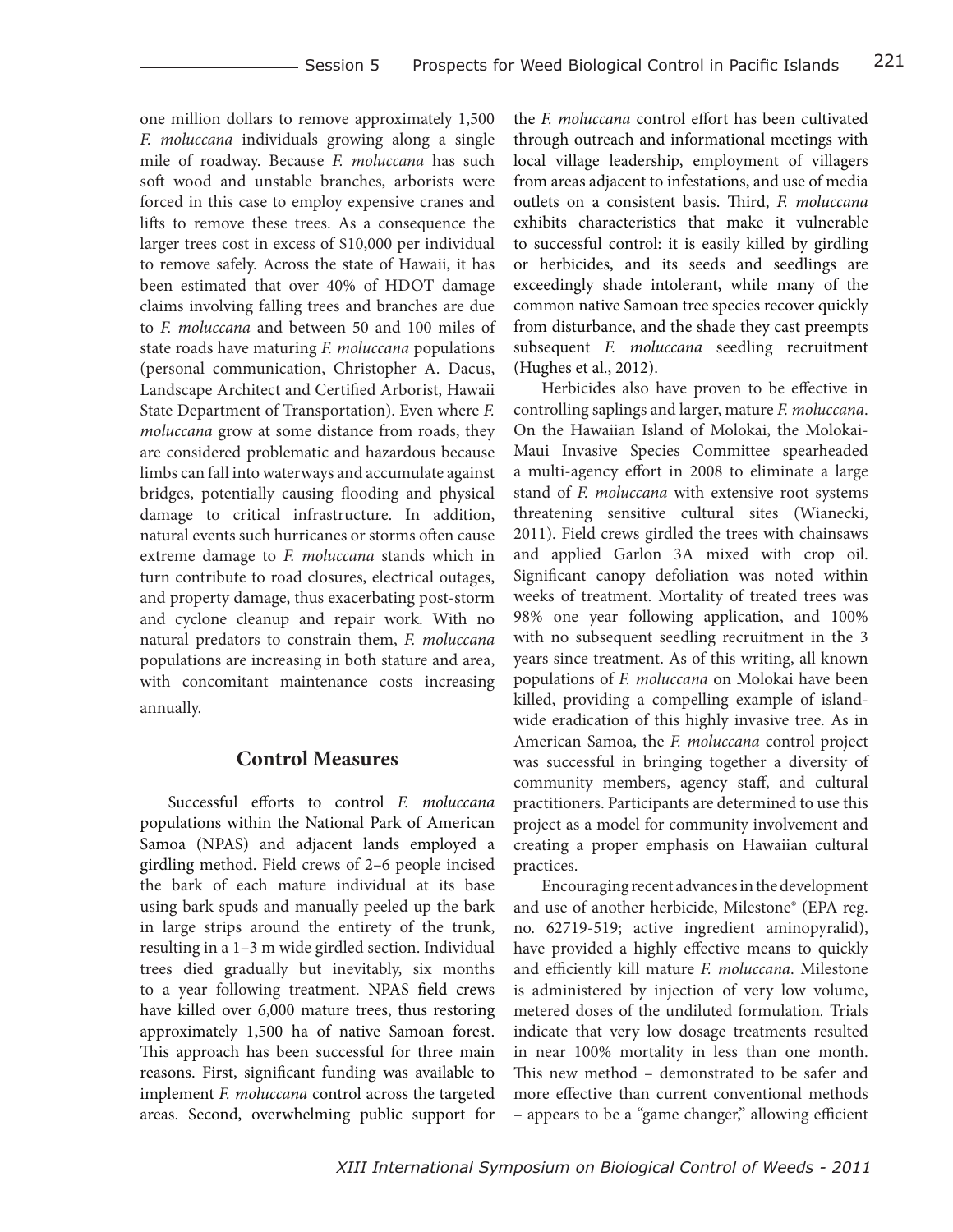one million dollars to remove approximately 1,500 *F. moluccana* individuals growing along a single mile of roadway. Because *F. moluccana* has such soft wood and unstable branches, arborists were forced in this case to employ expensive cranes and lifts to remove these trees. As a consequence the larger trees cost in excess of $10,000 per individual to remove safely. Across the state of Hawaii, it has been estimated that over 40% of HDOT damage claims involving falling trees and branches are due to *F. moluccana* and between 50 and 100 miles of state roads have maturing *F. moluccana* populations (personal communication, Christopher A. Dacus, Landscape Architect and Certified Arborist, Hawaii State Department of Transportation). Even where *F. moluccana* grow at some distance from roads, they are considered problematic and hazardous because limbs can fall into waterways and accumulate against bridges, potentially causing flooding and physical damage to critical infrastructure. In addition, natural events such hurricanes or storms often cause extreme damage to *F. moluccana* stands which in turn contribute to road closures, electrical outages, and property damage, thus exacerbating post-storm and cyclone cleanup and repair work. With no natural predators to constrain them, *F. moluccana* populations are increasing in both stature and area, with concomitant maintenance costs increasing annually.

## Control Measures

Successful efforts to control *F. moluccana* populations within the National Park of American Samoa (NPAS) and adjacent lands employed a girdling method. Field crews of 2–6 people incised the bark of each mature individual at its base using bark spuds and manually peeled up the bark in large strips around the entirety of the trunk, resulting in a 1–3 m wide girdled section. Individual trees died gradually but inevitably, six months to a year following treatment. NPAS field crews have killed over 6,000 mature trees, thus restoring approximately 1,500 ha of native Samoan forest. This approach has been successful for three main reasons. First, significant funding was available to implement *F. moluccana* control across the targeted areas. Second, overwhelming public support for the *F. moluccana* control effort has been cultivated through outreach and informational meetings with local village leadership, employment of villagers from areas adjacent to infestations, and use of media outlets on a consistent basis. Third, *F. moluccana* exhibits characteristics that make it vulnerable to successful control: it is easily killed by girdling or herbicides, and its seeds and seedlings are exceedingly shade intolerant, while many of the common native Samoan tree species recover quickly from disturbance, and the shade they cast preempts subsequent *F. moluccana* seedling recruitment (Hughes et al., 2012).

Herbicides also have proven to be effective in controlling saplings and larger, mature *F. moluccana*. On the Hawaiian Island of Molokai, the Molokai-Maui Invasive Species Committee spearheaded a multi-agency effort in 2008 to eliminate a large stand of *F. moluccana* with extensive root systems threatening sensitive cultural sites (Wianecki, 2011). Field crews girdled the trees with chainsaws and applied Garlon 3A mixed with crop oil. Significant canopy defoliation was noted within weeks of treatment. Mortality of treated trees was 98% one year following application, and 100% with no subsequent seedling recruitment in the 3 years since treatment. As of this writing, all known populations of *F. moluccana* on Molokai have been killed, providing a compelling example of island-wide eradication of this highly invasive tree. As in American Samoa, the *F. moluccana* control project was successful in bringing together a diversity of community members, agency staff, and cultural practitioners. Participants are determined to use this project as a model for community involvement and creating a proper emphasis on Hawaiian cultural practices.

Encouraging recent advances in the development and use of another herbicide, Milestone® (EPA reg. no. 62719-519; active ingredient aminopyralid), have provided a highly effective means to quickly and efficiently kill mature *F. moluccana*. Milestone is administered by injection of very low volume, metered doses of the undiluted formulation. Trials indicate that very low dosage treatments resulted in near 100% mortality in less than one month. This new method – demonstrated to be safer and more effective than current conventional methods – appears to be a "game changer," allowing efficient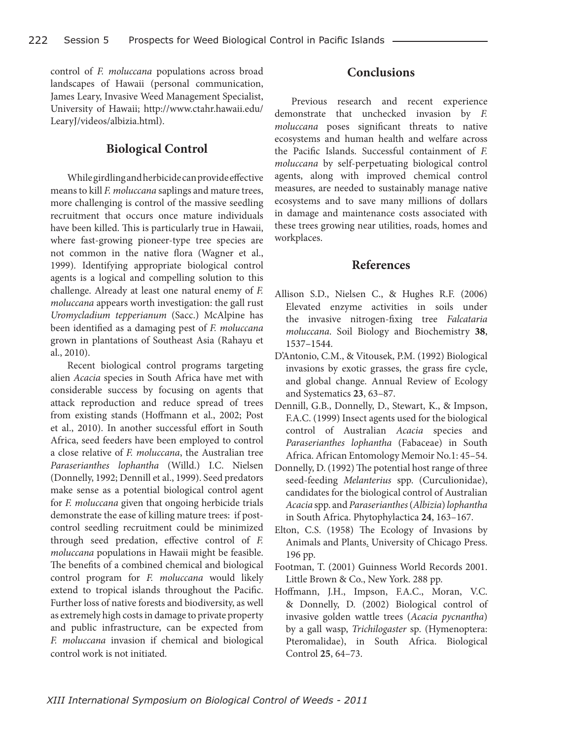control of *F. moluccana* populations across broad landscapes of Hawaii (personal communication, James Leary, Invasive Weed Management Specialist, University of Hawaii; http://www.ctahr.hawaii.edu/LearyJ/videos/albizia.html).

## Biological Control

While girdling and herbicide can provide effective means to kill *F. moluccana* saplings and mature trees, more challenging is control of the massive seedling recruitment that occurs once mature individuals have been killed. This is particularly true in Hawaii, where fast-growing pioneer-type tree species are not common in the native flora (Wagner et al., 1999). Identifying appropriate biological control agents is a logical and compelling solution to this challenge. Already at least one natural enemy of *F. moluccana* appears worth investigation: the gall rust *Uromycladium tepperianum* (Sacc.) McAlpine has been identified as a damaging pest of *F. moluccana* grown in plantations of Southeast Asia (Rahayu et al., 2010).

Recent biological control programs targeting alien *Acacia* species in South Africa have met with considerable success by focusing on agents that attack reproduction and reduce spread of trees from existing stands (Hoffmann et al., 2002; Post et al., 2010). In another successful effort in South Africa, seed feeders have been employed to control a close relative of *F. moluccana*, the Australian tree *Paraserianthes lophantha* (Willd.) I.C. Nielsen (Donnelly, 1992; Dennill et al., 1999). Seed predators make sense as a potential biological control agent for *F. moluccana* given that ongoing herbicide trials demonstrate the ease of killing mature trees: if post-control seedling recruitment could be minimized through seed predation, effective control of *F. moluccana* populations in Hawaii might be feasible. The benefits of a combined chemical and biological control program for *F. moluccana* would likely extend to tropical islands throughout the Pacific. Further loss of native forests and biodiversity, as well as extremely high costs in damage to private property and public infrastructure, can be expected from *F. moluccana* invasion if chemical and biological control work is not initiated.

## Conclusions

Previous research and recent experience demonstrate that unchecked invasion by *F. moluccana* poses significant threats to native ecosystems and human health and welfare across the Pacific Islands. Successful containment of *F. moluccana* by self-perpetuating biological control agents, along with improved chemical control measures, are needed to sustainably manage native ecosystems and to save many millions of dollars in damage and maintenance costs associated with these trees growing near utilities, roads, homes and workplaces.

## References

Allison S.D., Nielsen C., & Hughes R.F. (2006) Elevated enzyme activities in soils under the invasive nitrogen-fixing tree *Falcataria moluccana*. Soil Biology and Biochemistry **38**, 1537–1544.

D'Antonio, C.M., & Vitousek, P.M. (1992) Biological invasions by exotic grasses, the grass fire cycle, and global change. Annual Review of Ecology and Systematics **23**, 63–87.

Dennill, G.B., Donnelly, D., Stewart, K., & Impson, F.A.C. (1999) Insect agents used for the biological control of Australian *Acacia* species and *Paraserianthes lophantha* (Fabaceae) in South Africa. African Entomology Memoir No.1: 45–54.

Donnelly, D. (1992) The potential host range of three seed-feeding *Melanterius* spp. (Curculionidae), candidates for the biological control of Australian *Acacia* spp. and *Paraserianthes* (*Albizia*) *lophantha* in South Africa. Phytophylactica **24**, 163–167.

Elton, C.S. (1958) The Ecology of Invasions by Animals and Plants. University of Chicago Press. 196 pp.

Footman, T. (2001) Guinness World Records 2001. Little Brown & Co., New York. 288 pp.

Hoffmann, J.H., Impson, F.A.C., Moran, V.C. & Donnelly, D. (2002) Biological control of invasive golden wattle trees (*Acacia pycnantha*) by a gall wasp, *Trichilogaster* sp. (Hymenoptera: Pteromalidae), in South Africa. Biological Control **25**, 64–73.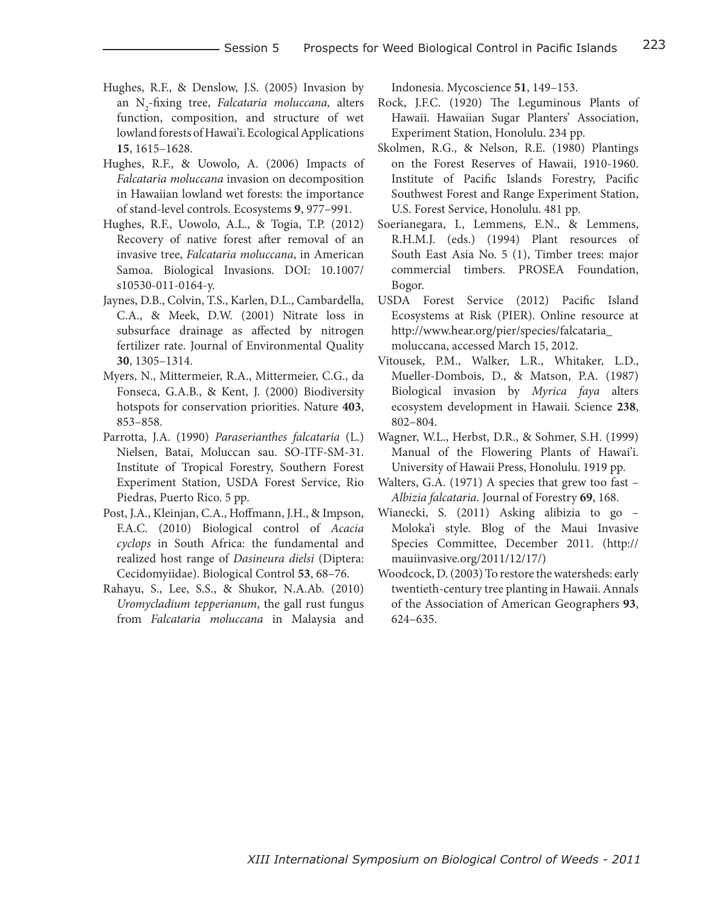Hughes, R.F., & Denslow, J.S. (2005) Invasion by an $N_2$-fixing tree, *Falcataria moluccana,* alters function, composition, and structure of wet lowland forests of Hawai'i. Ecological Applications **15**, 1615–1628.

Hughes, R.F., & Uowolo, A. (2006) Impacts of *Falcataria moluccana* invasion on decomposition in Hawaiian lowland wet forests: the importance of stand-level controls. Ecosystems **9**, 977–991.

Hughes, R.F., Uowolo, A.L., & Togia, T.P. (2012) Recovery of native forest after removal of an invasive tree, *Falcataria moluccana*, in American Samoa. Biological Invasions. DOI: 10.1007/s10530-011-0164-y.

Jaynes, D.B., Colvin, T.S., Karlen, D.L., Cambardella, C.A., & Meek, D.W. (2001) Nitrate loss in subsurface drainage as affected by nitrogen fertilizer rate. Journal of Environmental Quality **30**, 1305–1314.

Myers, N., Mittermeier, R.A., Mittermeier, C.G., da Fonseca, G.A.B., & Kent, J. (2000) Biodiversity hotspots for conservation priorities. Nature **403**, 853–858.

Parrotta, J.A. (1990) *Paraserianthes falcataria* (L.) Nielsen, Batai, Moluccan sau. SO-ITF-SM-31. Institute of Tropical Forestry, Southern Forest Experiment Station, USDA Forest Service, Rio Piedras, Puerto Rico. 5 pp.

Post, J.A., Kleinjan, C.A., Hoffmann, J.H., & Impson, F.A.C. (2010) Biological control of *Acacia cyclops* in South Africa: the fundamental and realized host range of *Dasineura dielsi* (Diptera: Cecidomyiidae). Biological Control **53**, 68–76.

Rahayu, S., Lee, S.S., & Shukor, N.A.Ab. (2010) *Uromycladium tepperianum*, the gall rust fungus from *Falcataria moluccana* in Malaysia and Indonesia. Mycoscience **51**, 149–153.

Rock, J.F.C. (1920) The Leguminous Plants of Hawaii. Hawaiian Sugar Planters' Association, Experiment Station, Honolulu. 234 pp.

Skolmen, R.G., & Nelson, R.E. (1980) Plantings on the Forest Reserves of Hawaii, 1910-1960. Institute of Pacific Islands Forestry, Pacific Southwest Forest and Range Experiment Station, U.S. Forest Service, Honolulu. 481 pp.

Soerianegara, I., Lemmens, E.N., & Lemmens, R.H.M.J. (eds.) (1994) Plant resources of South East Asia No. 5 (1), Timber trees: major commercial timbers. PROSEA Foundation, Bogor.

USDA Forest Service (2012) Pacific Island Ecosystems at Risk (PIER). Online resource at http://www.hear.org/pier/species/falcataria_moluccana, accessed March 15, 2012.

Vitousek, P.M., Walker, L.R., Whitaker, L.D., Mueller-Dombois, D., & Matson, P.A. (1987) Biological invasion by *Myrica faya* alters ecosystem development in Hawaii. Science **238**, 802–804.

Wagner, W.L., Herbst, D.R., & Sohmer, S.H. (1999) Manual of the Flowering Plants of Hawai'i. University of Hawaii Press, Honolulu. 1919 pp.

Walters, G.A. (1971) A species that grew too fast – *Albizia falcataria*. Journal of Forestry **69**, 168.

Wianecki, S. (2011) Asking alibizia to go – Moloka'i style. Blog of the Maui Invasive Species Committee, December 2011. (http://mauiinvasive.org/2011/12/17/)

Woodcock, D. (2003) To restore the watersheds: early twentieth-century tree planting in Hawaii. Annals of the Association of American Geographers **93**, 624–635.